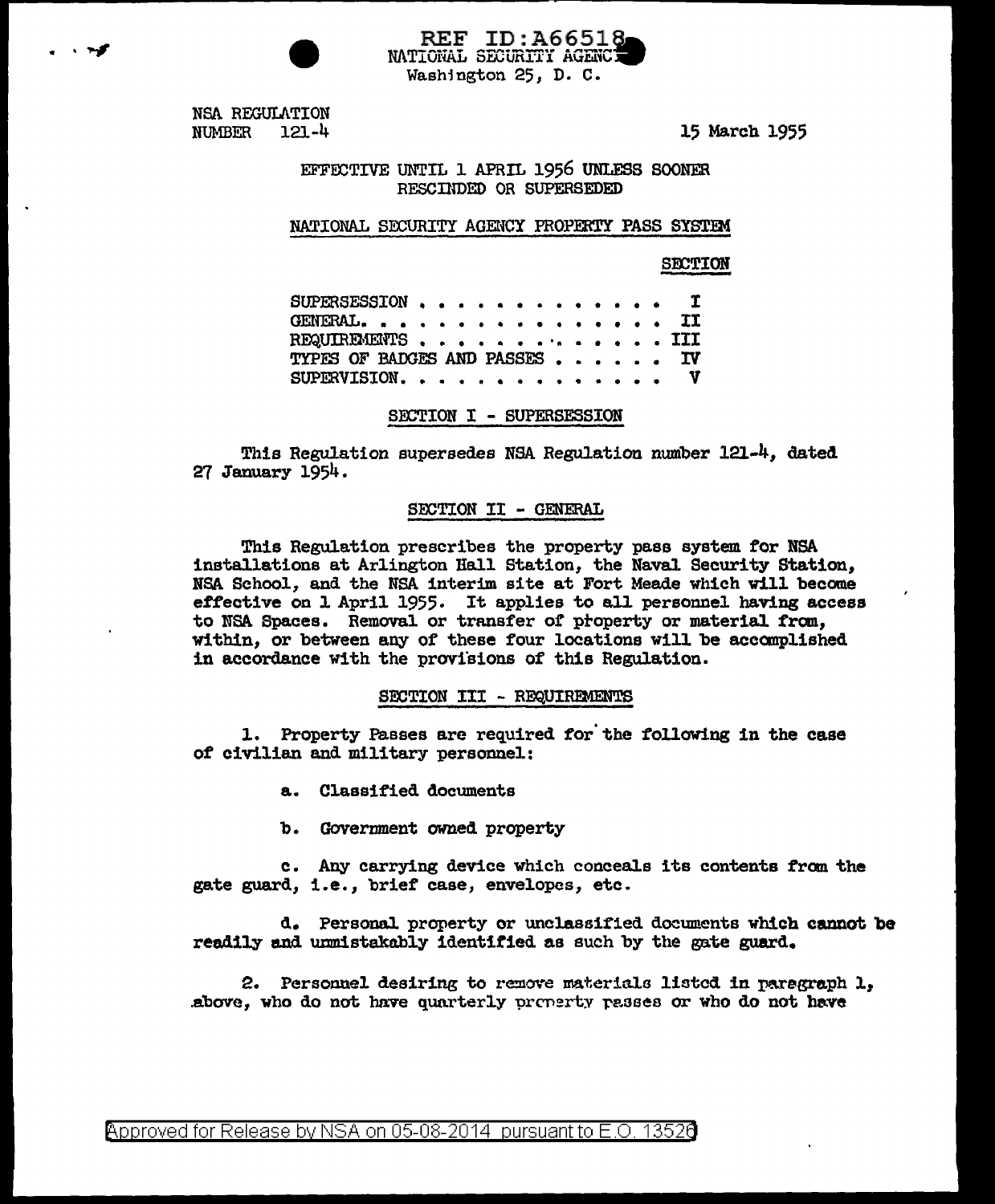REF ID:A66518
NATIONAL SECURITY AGENCY
Washington 25, D. C.

NSA REGULATION
NUMBER 121-4

15 March 1955

EFFECTIVE UNTIL 1 APRIL 1956 UNLESS SOONER RESCINDED OR SUPERSEDED

# NATIONAL SECURITY AGENCY PROPERTY PASS SYSTEM

| | SECTION |
|---|---|
| SUPERSESSION | I |
| GENERAL | II |
| REQUIREMENTS | III |
| TYPES OF BADGES AND PASSES | IV |
| SUPERVISION | V |

## SECTION I - SUPERSESSION

This Regulation supersedes NSA Regulation number 121-4, dated 27 January 1954.

## SECTION II - GENERAL

This Regulation prescribes the property pass system for NSA installations at Arlington Hall Station, the Naval Security Station, NSA School, and the NSA interim site at Fort Meade which will become effective on 1 April 1955. It applies to all personnel having access to NSA Spaces. Removal or transfer of property or material from, within, or between any of these four locations will be accomplished in accordance with the provisions of this Regulation.

## SECTION III - REQUIREMENTS

1. Property Passes are required for the following in the case of civilian and military personnel:

   a. Classified documents

   b. Government owned property

   c. Any carrying device which conceals its contents from the gate guard, i.e., brief case, envelopes, etc.

   d. Personal property or unclassified documents which cannot be readily and unmistakably identified as such by the gate guard.

2. Personnel desiring to remove materials listed in paragraph 1, above, who do not have quarterly property passes or who do not have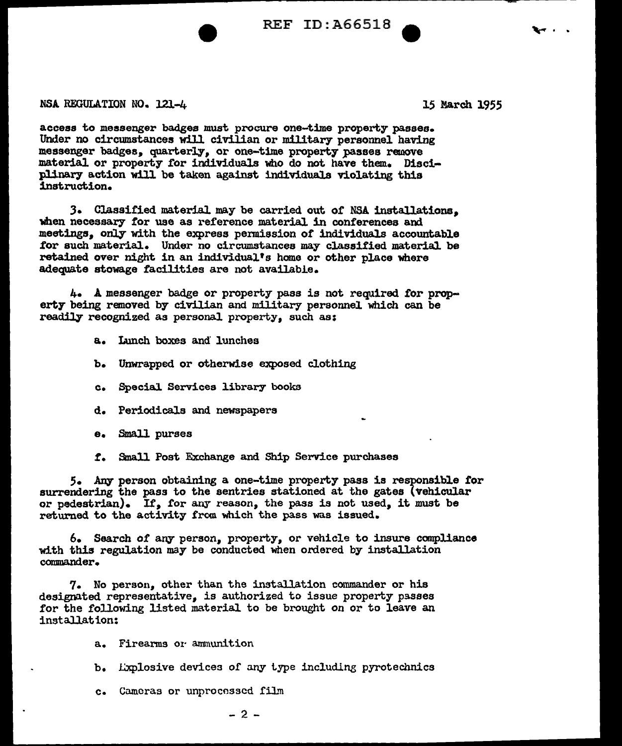access to messenger badges must procure one-time property passes. Under no circumstances will civilian or military personnel having messenger badges, quarterly, or one-time property passes remove material or property for individuals who do not have them. Disciplinary action will be taken against individuals violating this instruction.

3. Classified material may be carried out of NSA installations, when necessary for use as reference material in conferences and meetings, only with the express permission of individuals accountable for such material. Under no circumstances may classified material be retained over night in an individual's home or other place where adequate stowage facilities are not available.

4. A messenger badge or property pass is not required for property being removed by civilian and military personnel which can be readily recognized as personal property, such as:

a. Lunch boxes and lunches

b. Unwrapped or otherwise exposed clothing

c. Special Services library books

d. Periodicals and newspapers

e. Small purses

f. Small Post Exchange and Ship Service purchases

5. Any person obtaining a one-time property pass is responsible for surrendering the pass to the sentries stationed at the gates (vehicular or pedestrian). If, for any reason, the pass is not used, it must be returned to the activity from which the pass was issued.

6. Search of any person, property, or vehicle to insure compliance with this regulation may be conducted when ordered by installation commander.

7. No person, other than the installation commander or his designated representative, is authorized to issue property passes for the following listed material to be brought on or to leave an installation:

a. Firearms or ammunition

b. Explosive devices of any type including pyrotechnics

c. Cameras or unprocessed film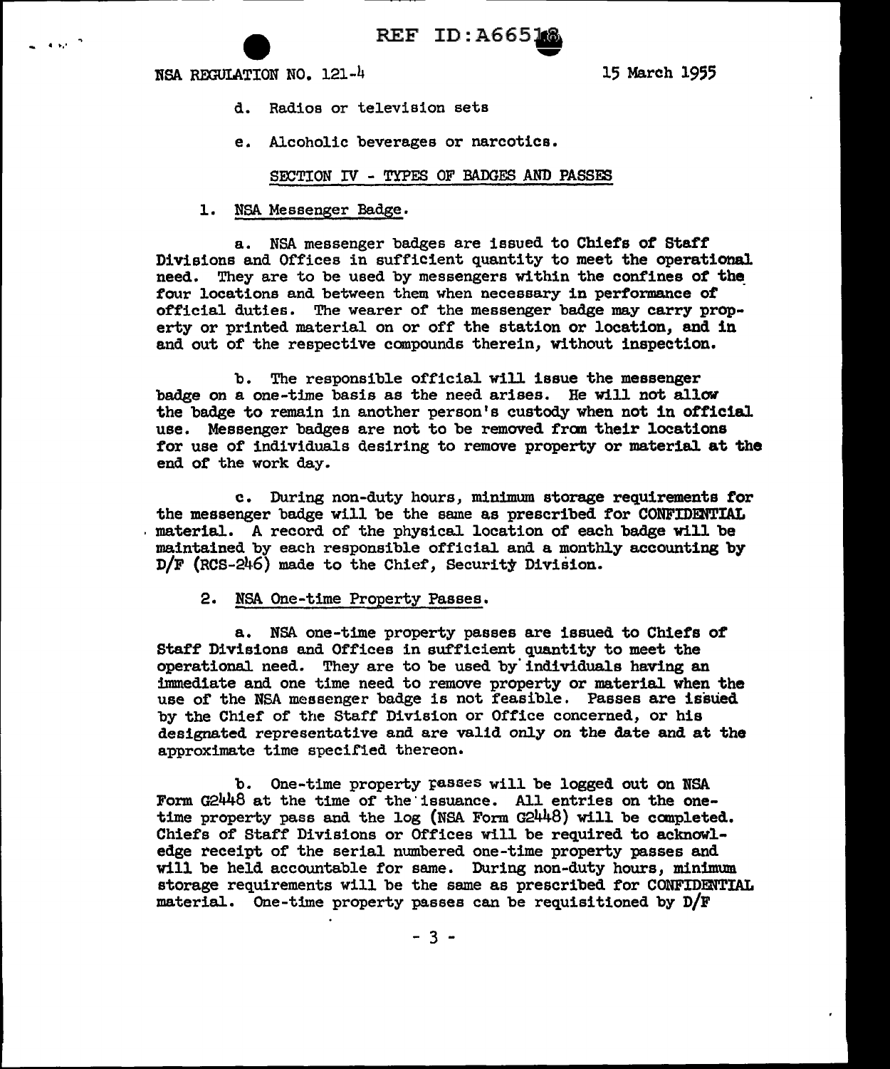d. Radios or television sets

e. Alcoholic beverages or narcotics.

SECTION IV - TYPES OF BADGES AND PASSES

1. NSA Messenger Badge.

a. NSA messenger badges are issued to Chiefs of Staff Divisions and Offices in sufficient quantity to meet the operational need. They are to be used by messengers within the confines of the four locations and between them when necessary in performance of official duties. The wearer of the messenger badge may carry property or printed material on or off the station or location, and in and out of the respective compounds therein, without inspection.

b. The responsible official will issue the messenger badge on a one-time basis as the need arises. He will not allow the badge to remain in another person's custody when not in official use. Messenger badges are not to be removed from their locations for use of individuals desiring to remove property or material at the end of the work day.

c. During non-duty hours, minimum storage requirements for the messenger badge will be the same as prescribed for CONFIDENTIAL material. A record of the physical location of each badge will be maintained by each responsible official and a monthly accounting by D/F (RCS-246) made to the Chief, Security Division.

2. NSA One-time Property Passes.

a. NSA one-time property passes are issued to Chiefs of Staff Divisions and Offices in sufficient quantity to meet the operational need. They are to be used by individuals having an immediate and one time need to remove property or material when the use of the NSA messenger badge is not feasible. Passes are issued by the Chief of the Staff Division or Office concerned, or his designated representative and are valid only on the date and at the approximate time specified thereon.

b. One-time property passes will be logged out on NSA Form G2448 at the time of the issuance. All entries on the one-time property pass and the log (NSA Form G2448) will be completed. Chiefs of Staff Divisions or Offices will be required to acknowledge receipt of the serial numbered one-time property passes and will be held accountable for same. During non-duty hours, minimum storage requirements will be the same as prescribed for CONFIDENTIAL material. One-time property passes can be requisitioned by D/F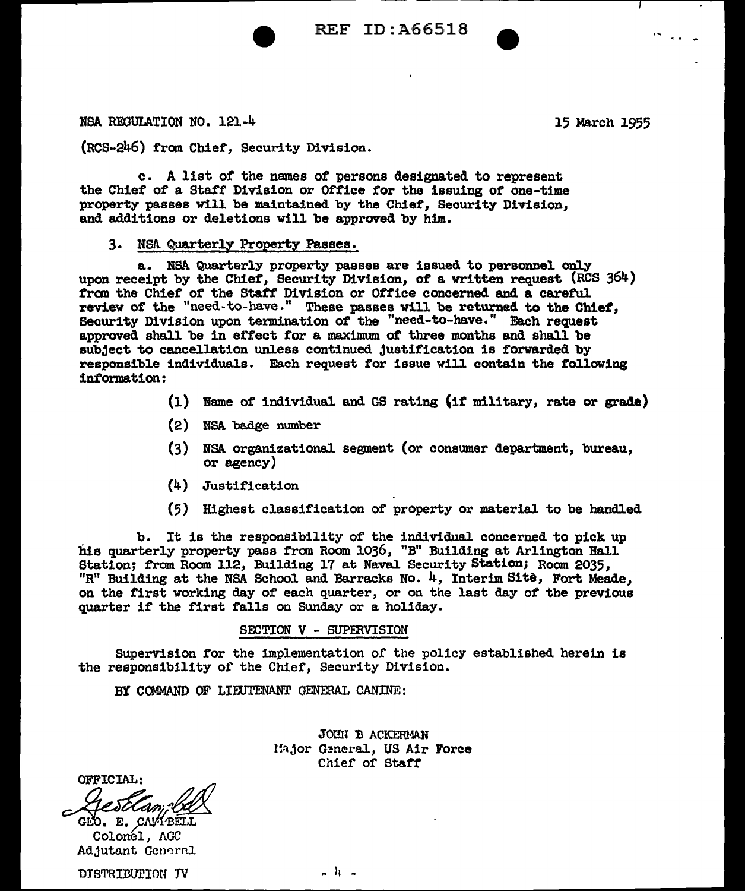NSA REGULATION NO. 121-4 15 March 1955

(RCS-246) from Chief, Security Division.

c. A list of the names of persons designated to represent the Chief of a Staff Division or Office for the issuing of one-time property passes will be maintained by the Chief, Security Division, and additions or deletions will be approved by him.

3. NSA Quarterly Property Passes.

a. NSA Quarterly property passes are issued to personnel only upon receipt by the Chief, Security Division, of a written request (RCS 364) from the Chief of the Staff Division or Office concerned and a careful review of the "need-to-have." These passes will be returned to the Chief, Security Division upon termination of the "need-to-have." Each request approved shall be in effect for a maximum of three months and shall be subject to cancellation unless continued justification is forwarded by responsible individuals. Each request for issue will contain the following information:

(1) Name of individual and GS rating (if military, rate or grade)

(2) NSA badge number

(3) NSA organizational segment (or consumer department, bureau, or agency)

(4) Justification

(5) Highest classification of property or material to be handled

b. It is the responsibility of the individual concerned to pick up his quarterly property pass from Room 1036, "B" Building at Arlington Hall Station; from Room 112, Building 17 at Naval Security Station; Room 2035, "R" Building at the NSA School and Barracks No. 4, Interim Site, Fort Meade, on the first working day of each quarter, or on the last day of the previous quarter if the first falls on Sunday or a holiday.

## SECTION V - SUPERVISION

Supervision for the implementation of the policy established herein is the responsibility of the Chief, Security Division.

BY COMMAND OF LIEUTENANT GENERAL CANINE:

JOHN B ACKERMAN
Major General, US Air Force
Chief of Staff

OFFICIAL:

GEO. E. CAMPBELL
Colonel, AGC
Adjutant General

DISTRIBUTION IV